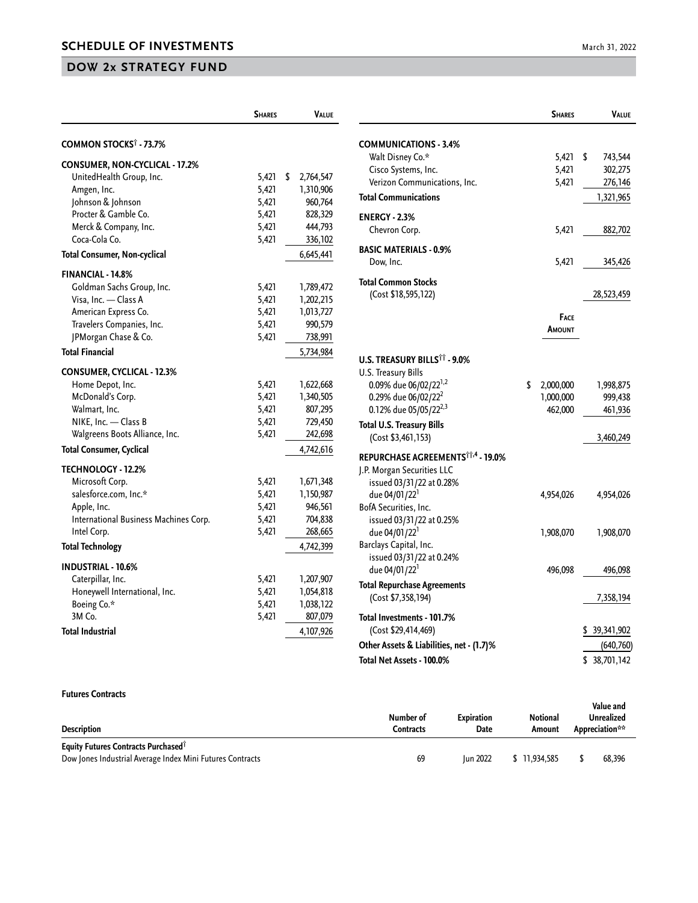# SCHEDULE OF INVESTMENTS

## DOW 2x STRATEGY FUND

| | Shares | Value |
|---|---|---|
| **COMMON STOCKS† - 73.7%** | | |
| **CONSUMER, NON-CYCLICAL - 17.2%** | | |
| UnitedHealth Group, Inc. | 5,421 | $ 2,764,547 |
| Amgen, Inc. | 5,421 | 1,310,906 |
| Johnson & Johnson | 5,421 | 960,764 |
| Procter & Gamble Co. | 5,421 | 828,329 |
| Merck & Company, Inc. | 5,421 | 444,793 |
| Coca-Cola Co. | 5,421 | 336,102 |
| **Total Consumer, Non-cyclical** | | 6,645,441 |
| **FINANCIAL - 14.8%** | | |
| Goldman Sachs Group, Inc. | 5,421 | 1,789,472 |
| Visa, Inc. — Class A | 5,421 | 1,202,215 |
| American Express Co. | 5,421 | 1,013,727 |
| Travelers Companies, Inc. | 5,421 | 990,579 |
| JPMorgan Chase & Co. | 5,421 | 738,991 |
| **Total Financial** | | 5,734,984 |
| **CONSUMER, CYCLICAL - 12.3%** | | |
| Home Depot, Inc. | 5,421 | 1,622,668 |
| McDonald's Corp. | 5,421 | 1,340,505 |
| Walmart, Inc. | 5,421 | 807,295 |
| NIKE, Inc. — Class B | 5,421 | 729,450 |
| Walgreens Boots Alliance, Inc. | 5,421 | 242,698 |
| **Total Consumer, Cyclical** | | 4,742,616 |
| **TECHNOLOGY - 12.2%** | | |
| Microsoft Corp. | 5,421 | 1,671,348 |
| salesforce.com, Inc.* | 5,421 | 1,150,987 |
| Apple, Inc. | 5,421 | 946,561 |
| International Business Machines Corp. | 5,421 | 704,838 |
| Intel Corp. | 5,421 | 268,665 |
| **Total Technology** | | 4,742,399 |
| **INDUSTRIAL - 10.6%** | | |
| Caterpillar, Inc. | 5,421 | 1,207,907 |
| Honeywell International, Inc. | 5,421 | 1,054,818 |
| Boeing Co.* | 5,421 | 1,038,122 |
| 3M Co. | 5,421 | 807,079 |
| **Total Industrial** | | 4,107,926 |
| **COMMUNICATIONS - 3.4%** | | |
| Walt Disney Co.* | 5,421 | $ 743,544 |
| Cisco Systems, Inc. | 5,421 | 302,275 |
| Verizon Communications, Inc. | 5,421 | 276,146 |
| **Total Communications** | | 1,321,965 |
| **ENERGY - 2.3%** | | |
| Chevron Corp. | 5,421 | 882,702 |
| **BASIC MATERIALS - 0.9%** | | |
| Dow, Inc. | 5,421 | 345,426 |
| **Total Common Stocks** (Cost $18,595,122) | | 28,523,459 |

| | Face Amount | Value |
|---|---|---|
| **U.S. TREASURY BILLS†† - 9.0%** | | |
| U.S. Treasury Bills | | |
| 0.09% due 06/02/22[1,2] | $ 2,000,000 | 1,998,875 |
| 0.29% due 06/02/22[2] | 1,000,000 | 999,438 |
| 0.12% due 05/05/22[2,3] | 462,000 | 461,936 |
| **Total U.S. Treasury Bills** (Cost $3,461,153) | | 3,460,249 |
| **REPURCHASE AGREEMENTS††,4 - 19.0%** | | |
| J.P. Morgan Securities LLC issued 03/31/22 at 0.28% due 04/01/22[1] | 4,954,026 | 4,954,026 |
| BofA Securities, Inc. issued 03/31/22 at 0.25% due 04/01/22[1] | 1,908,070 | 1,908,070 |
| Barclays Capital, Inc. issued 03/31/22 at 0.24% due 04/01/22[1] | 496,098 | 496,098 |
| **Total Repurchase Agreements** (Cost $7,358,194) | | 7,358,194 |
| **Total Investments - 101.7%** (Cost $29,414,469) | | $ 39,341,902 |
| **Other Assets & Liabilities, net - (1.7)%** | | (640,760) |
| **Total Net Assets - 100.0%** | | $ 38,701,142 |

**Futures Contracts**

| Description | Number of Contracts | Expiration Date | Notional Amount | Value and Unrealized Appreciation** |
|---|---|---|---|---|
| **Equity Futures Contracts Purchased†** | | | | |
| Dow Jones Industrial Average Index Mini Futures Contracts | 69 | Jun 2022 | $ 11,934,585 | $ 68,396 |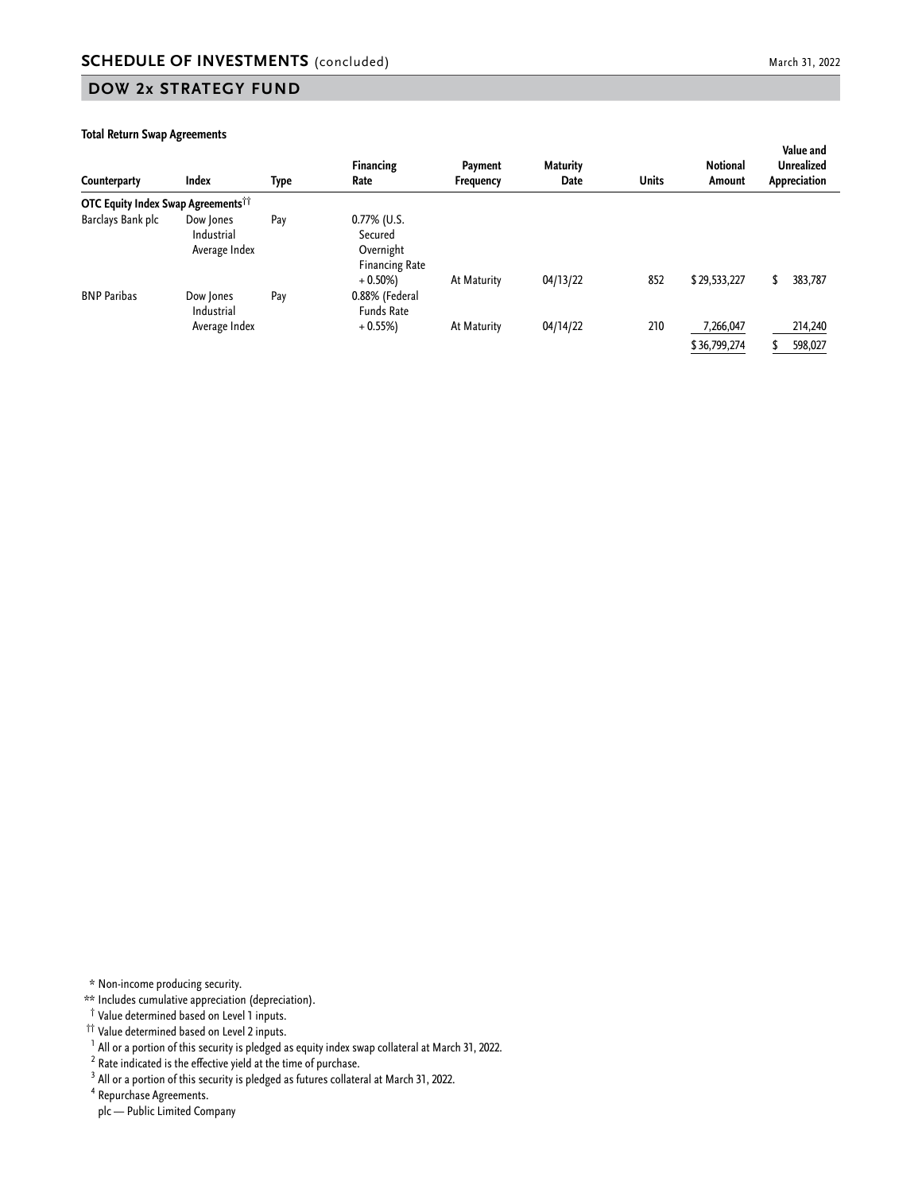## SCHEDULE OF INVESTMENTS (concluded)

## DOW 2x STRATEGY FUND

**Total Return Swap Agreements**

| Counterparty | Index | Type | Financing Rate | Payment Frequency | Maturity Date | Units | Notional Amount | Value and Unrealized Appreciation |
|---|---|---|---|---|---|---|---|---|
| **OTC Equity Index Swap Agreements††** | | | | | | | | |
| Barclays Bank plc | Dow Jones Industrial Average Index | Pay | 0.77% (U.S. Secured Overnight Financing Rate + 0.50%) | At Maturity | 04/13/22 | 852 | $ 29,533,227 | $ 383,787 |
| BNP Paribas | Dow Jones Industrial Average Index | Pay | 0.88% (Federal Funds Rate + 0.55%) | At Maturity | 04/14/22 | 210 | 7,266,047 | 214,240 |
| | | | | | | | $ 36,799,274 | $ 598,027 |

\* Non-income producing security.

\*\* Includes cumulative appreciation (depreciation).

† Value determined based on Level 1 inputs.

†† Value determined based on Level 2 inputs.

[1] All or a portion of this security is pledged as equity index swap collateral at March 31, 2022.

[2] Rate indicated is the effective yield at the time of purchase.

[3] All or a portion of this security is pledged as futures collateral at March 31, 2022.

[4] Repurchase Agreements.

plc — Public Limited Company